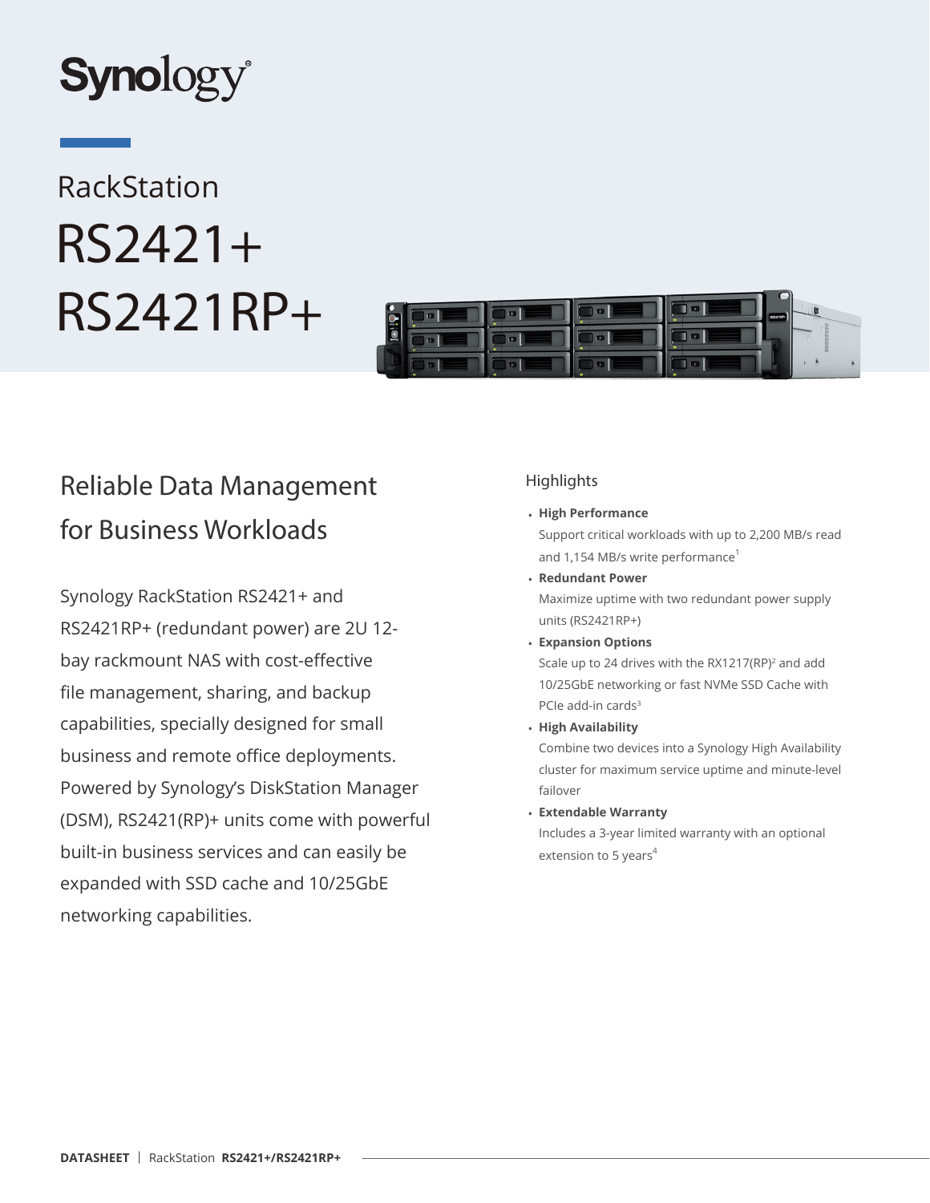Synology

# RackStation RS2421+ RS2421RP+

## Reliable Data Management for Business Workloads

Synology RackStation RS2421+ and RS2421RP+ (redundant power) are 2U 12-bay rackmount NAS with cost-effective file management, sharing, and backup capabilities, specially designed for small business and remote office deployments. Powered by Synology's DiskStation Manager (DSM), RS2421(RP)+ units come with powerful built-in business services and can easily be expanded with SSD cache and 10/25GbE networking capabilities.

### Highlights

- **High Performance**
  Support critical workloads with up to 2,200 MB/s read and 1,154 MB/s write performance[1]
- **Redundant Power**
  Maximize uptime with two redundant power supply units (RS2421RP+)
- **Expansion Options**
  Scale up to 24 drives with the RX1217(RP)[2] and add 10/25GbE networking or fast NVMe SSD Cache with PCIe add-in cards[3]
- **High Availability**
  Combine two devices into a Synology High Availability cluster for maximum service uptime and minute-level failover
- **Extendable Warranty**
  Includes a 3-year limited warranty with an optional extension to 5 years[4]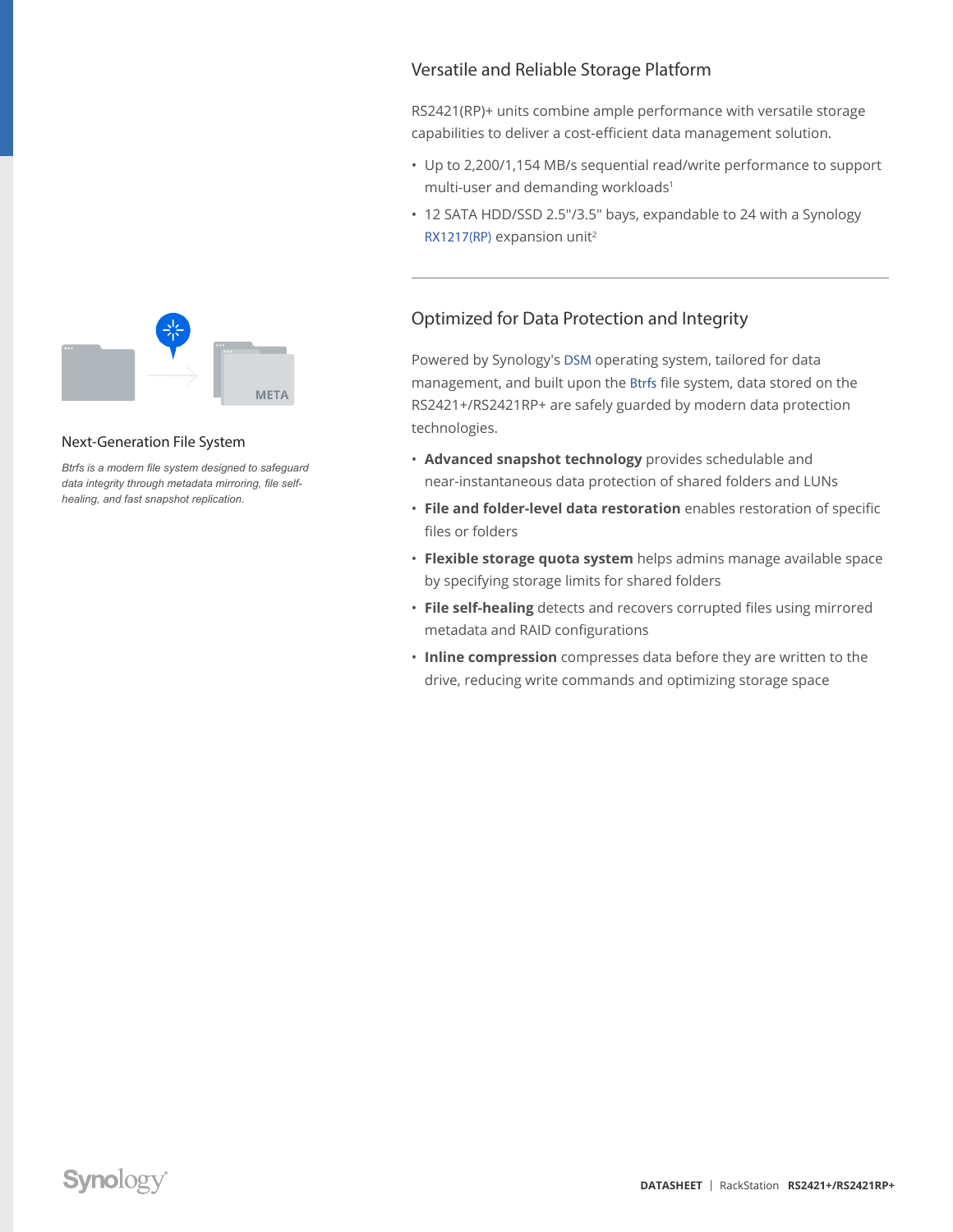## Versatile and Reliable Storage Platform

RS2421(RP)+ units combine ample performance with versatile storage capabilities to deliver a cost-efficient data management solution.

- Up to 2,200/1,154 MB/s sequential read/write performance to support multi-user and demanding workloads[1]
- 12 SATA HDD/SSD 2.5"/3.5" bays, expandable to 24 with a Synology RX1217(RP) expansion unit[2]

## Optimized for Data Protection and Integrity

Powered by Synology's DSM operating system, tailored for data management, and built upon the Btrfs file system, data stored on the RS2421+/RS2421RP+ are safely guarded by modern data protection technologies.

- **Advanced snapshot technology** provides schedulable and near-instantaneous data protection of shared folders and LUNs
- **File and folder-level data restoration** enables restoration of specific files or folders
- **Flexible storage quota system** helps admins manage available space by specifying storage limits for shared folders
- **File self-healing** detects and recovers corrupted files using mirrored metadata and RAID configurations
- **Inline compression** compresses data before they are written to the drive, reducing write commands and optimizing storage space

### Next-Generation File System

*Btrfs is a modern file system designed to safeguard data integrity through metadata mirroring, file self-healing, and fast snapshot replication.*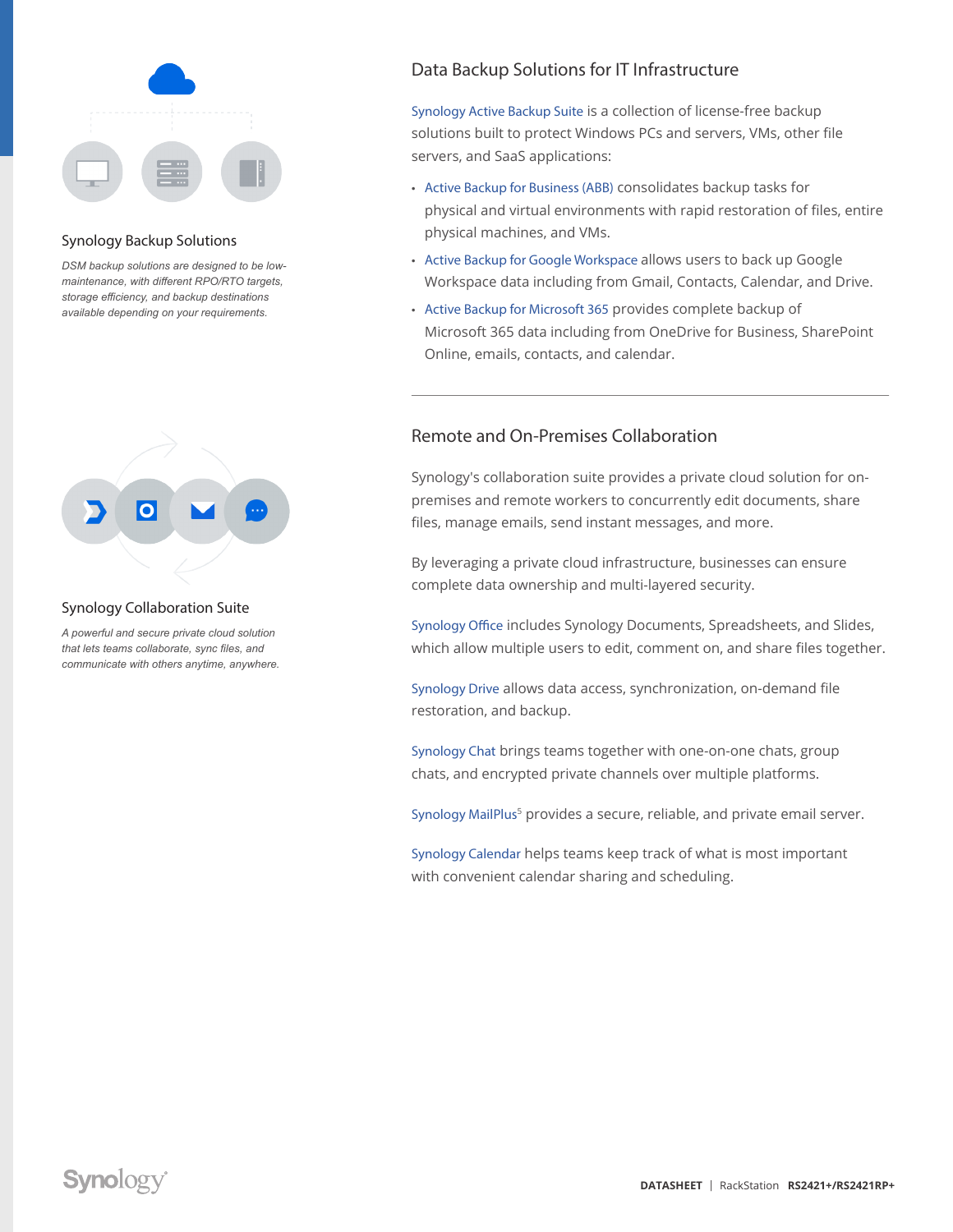## Synology Backup Solutions

*DSM backup solutions are designed to be low-maintenance, with different RPO/RTO targets, storage efficiency, and backup destinations available depending on your requirements.*

## Data Backup Solutions for IT Infrastructure

Synology Active Backup Suite is a collection of license-free backup solutions built to protect Windows PCs and servers, VMs, other file servers, and SaaS applications:

- Active Backup for Business (ABB) consolidates backup tasks for physical and virtual environments with rapid restoration of files, entire physical machines, and VMs.
- Active Backup for Google Workspace allows users to back up Google Workspace data including from Gmail, Contacts, Calendar, and Drive.
- Active Backup for Microsoft 365 provides complete backup of Microsoft 365 data including from OneDrive for Business, SharePoint Online, emails, contacts, and calendar.

---

## Synology Collaboration Suite

*A powerful and secure private cloud solution that lets teams collaborate, sync files, and communicate with others anytime, anywhere.*

## Remote and On-Premises Collaboration

Synology's collaboration suite provides a private cloud solution for on-premises and remote workers to concurrently edit documents, share files, manage emails, send instant messages, and more.

By leveraging a private cloud infrastructure, businesses can ensure complete data ownership and multi-layered security.

Synology Office includes Synology Documents, Spreadsheets, and Slides, which allow multiple users to edit, comment on, and share files together.

Synology Drive allows data access, synchronization, on-demand file restoration, and backup.

Synology Chat brings teams together with one-on-one chats, group chats, and encrypted private channels over multiple platforms.

Synology MailPlus[5] provides a secure, reliable, and private email server.

Synology Calendar helps teams keep track of what is most important with convenient calendar sharing and scheduling.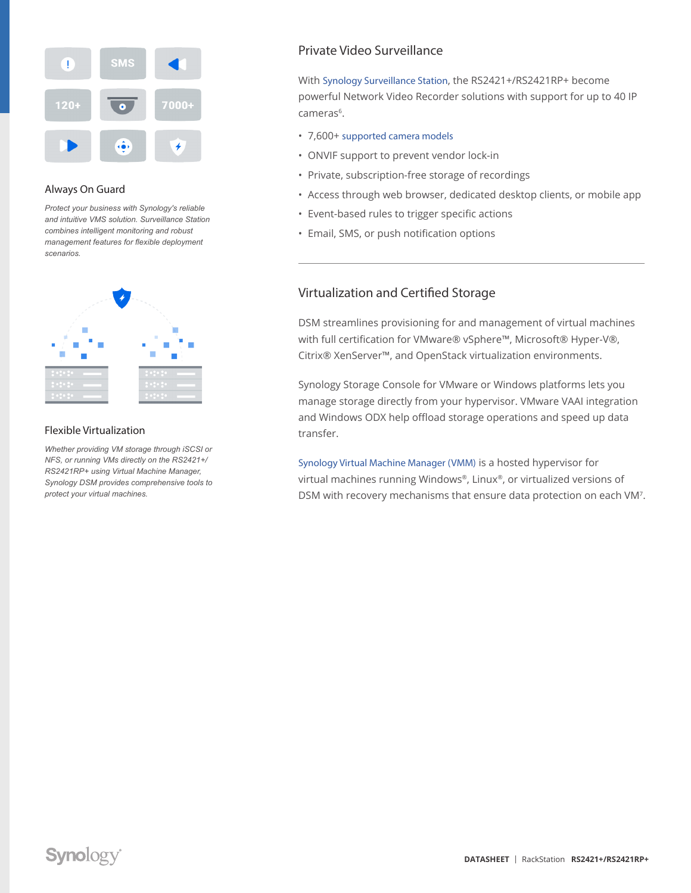## Always On Guard

*Protect your business with Synology's reliable and intuitive VMS solution. Surveillance Station combines intelligent monitoring and robust management features for flexible deployment scenarios.*

## Flexible Virtualization

*Whether providing VM storage through iSCSI or NFS, or running VMs directly on the RS2421+/RS2421RP+ using Virtual Machine Manager, Synology DSM provides comprehensive tools to protect your virtual machines.*

## Private Video Surveillance

With Synology Surveillance Station, the RS2421+/RS2421RP+ become powerful Network Video Recorder solutions with support for up to 40 IP cameras[6].

- 7,600+ supported camera models
- ONVIF support to prevent vendor lock-in
- Private, subscription-free storage of recordings
- Access through web browser, dedicated desktop clients, or mobile app
- Event-based rules to trigger specific actions
- Email, SMS, or push notification options

---

## Virtualization and Certified Storage

DSM streamlines provisioning for and management of virtual machines with full certification for VMware® vSphere™, Microsoft® Hyper-V®, Citrix® XenServer™, and OpenStack virtualization environments.

Synology Storage Console for VMware or Windows platforms lets you manage storage directly from your hypervisor. VMware VAAI integration and Windows ODX help offload storage operations and speed up data transfer.

Synology Virtual Machine Manager (VMM) is a hosted hypervisor for virtual machines running Windows®, Linux®, or virtualized versions of DSM with recovery mechanisms that ensure data protection on each VM[7].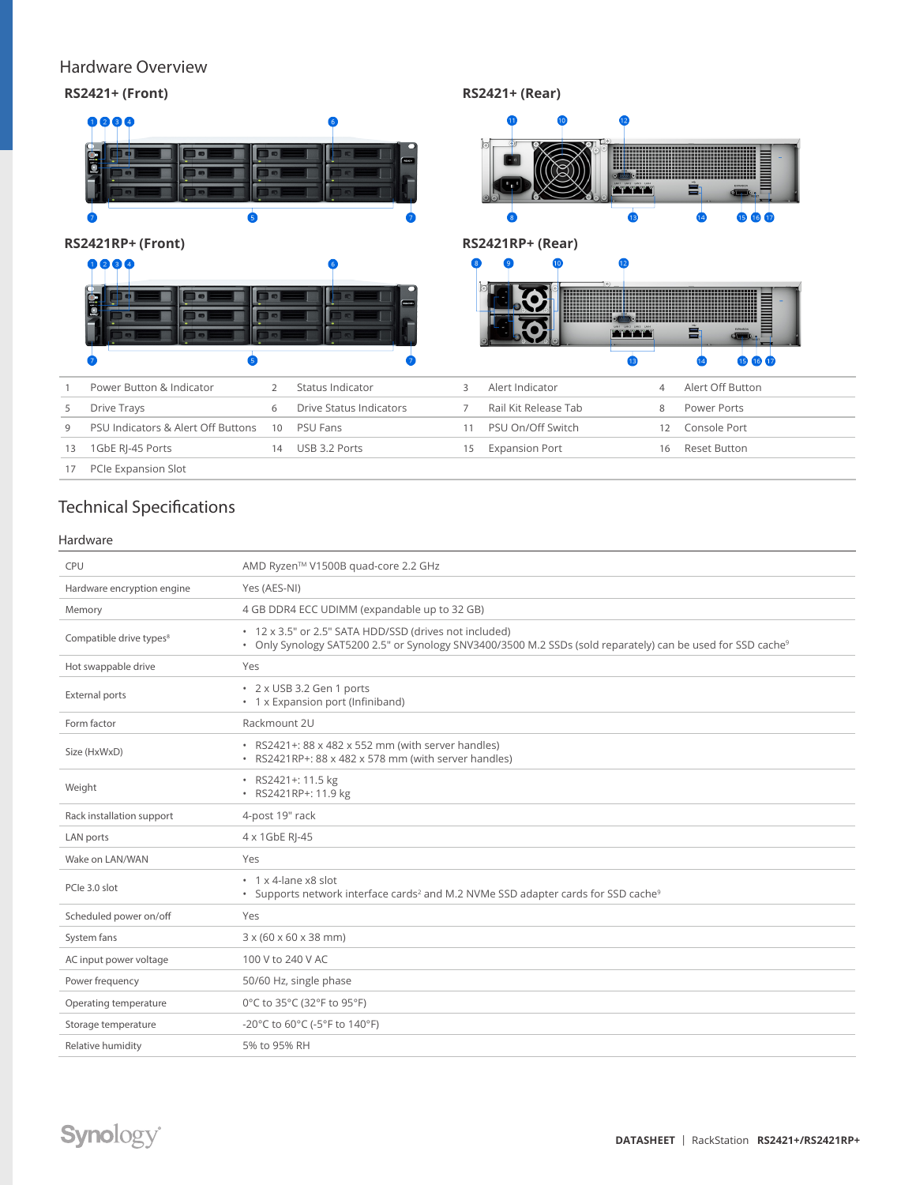## Hardware Overview

### RS2421+ (Front)

### RS2421+ (Rear)

### RS2421RP+ (Front)

### RS2421RP+ (Rear)

| | | | | | | | |
|---|---|---|---|---|---|---|---|
| 1 | Power Button & Indicator | 2 | Status Indicator | 3 | Alert Indicator | 4 | Alert Off Button |
| 5 | Drive Trays | 6 | Drive Status Indicators | 7 | Rail Kit Release Tab | 8 | Power Ports |
| 9 | PSU Indicators & Alert Off Buttons | 10 | PSU Fans | 11 | PSU On/Off Switch | 12 | Console Port |
| 13 | 1GbE RJ-45 Ports | 14 | USB 3.2 Ports | 15 | Expansion Port | 16 | Reset Button |
| 17 | PCIe Expansion Slot | | | | | | |

## Technical Specifications

### Hardware

| | |
|---|---|
| CPU | AMD Ryzen™ V1500B quad-core 2.2 GHz |
| Hardware encryption engine | Yes (AES-NI) |
| Memory | 4 GB DDR4 ECC UDIMM (expandable up to 32 GB) |
| Compatible drive types[8] | • 12 x 3.5" or 2.5" SATA HDD/SSD (drives not included)<br>• Only Synology SAT5200 2.5" or Synology SNV3400/3500 M.2 SSDs (sold reparately) can be used for SSD cache[9] |
| Hot swappable drive | Yes |
| External ports | • 2 x USB 3.2 Gen 1 ports<br>• 1 x Expansion port (Infiniband) |
| Form factor | Rackmount 2U |
| Size (HxWxD) | • RS2421+: 88 x 482 x 552 mm (with server handles)<br>• RS2421RP+: 88 x 482 x 578 mm (with server handles) |
| Weight | • RS2421+: 11.5 kg<br>• RS2421RP+: 11.9 kg |
| Rack installation support | 4-post 19" rack |
| LAN ports | 4 x 1GbE RJ-45 |
| Wake on LAN/WAN | Yes |
| PCIe 3.0 slot | • 1 x 4-lane x8 slot<br>• Supports network interface cards[2] and M.2 NVMe SSD adapter cards for SSD cache[9] |
| Scheduled power on/off | Yes |
| System fans | 3 x (60 x 60 x 38 mm) |
| AC input power voltage | 100 V to 240 V AC |
| Power frequency | 50/60 Hz, single phase |
| Operating temperature | 0°C to 35°C (32°F to 95°F) |
| Storage temperature | -20°C to 60°C (-5°F to 140°F) |
| Relative humidity | 5% to 95% RH |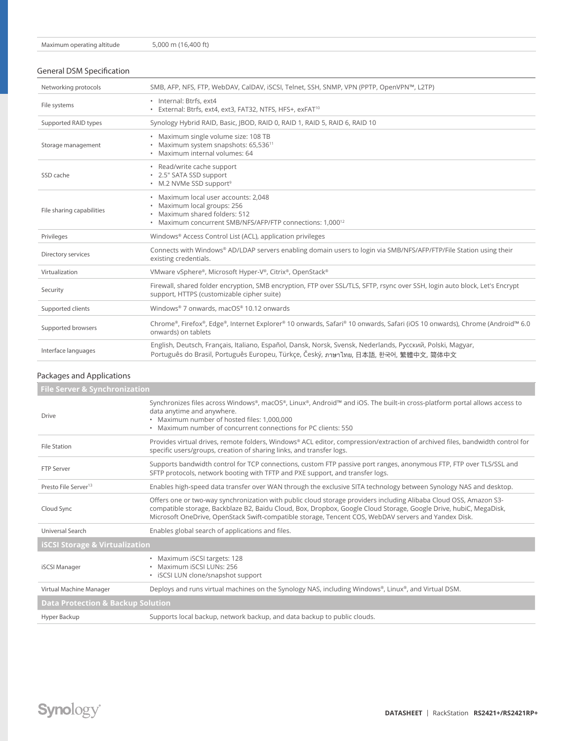| Maximum operating altitude | 5,000 m (16,400 ft) |
| --- | --- |

## General DSM Specification

| | |
| --- | --- |
| Networking protocols | SMB, AFP, NFS, FTP, WebDAV, CalDAV, iSCSI, Telnet, SSH, SNMP, VPN (PPTP, OpenVPN™, L2TP) |
| File systems | • Internal: Btrfs, ext4<br>• External: Btrfs, ext4, ext3, FAT32, NTFS, HFS+, exFAT[10] |
| Supported RAID types | Synology Hybrid RAID, Basic, JBOD, RAID 0, RAID 1, RAID 5, RAID 6, RAID 10 |
| Storage management | • Maximum single volume size: 108 TB<br>• Maximum system snapshots: 65,536[11]<br>• Maximum internal volumes: 64 |
| SSD cache | • Read/write cache support<br>• 2.5" SATA SSD support<br>• M.2 NVMe SSD support[9] |
| File sharing capabilities | • Maximum local user accounts: 2,048<br>• Maximum local groups: 256<br>• Maximum shared folders: 512<br>• Maximum concurrent SMB/NFS/AFP/FTP connections: 1,000[12] |
| Privileges | Windows® Access Control List (ACL), application privileges |
| Directory services | Connects with Windows® AD/LDAP servers enabling domain users to login via SMB/NFS/AFP/FTP/File Station using their existing credentials. |
| Virtualization | VMware vSphere®, Microsoft Hyper-V®, Citrix®, OpenStack® |
| Security | Firewall, shared folder encryption, SMB encryption, FTP over SSL/TLS, SFTP, rsync over SSH, login auto block, Let's Encrypt support, HTTPS (customizable cipher suite) |
| Supported clients | Windows® 7 onwards, macOS® 10.12 onwards |
| Supported browsers | Chrome®, Firefox®, Edge®, Internet Explorer® 10 onwards, Safari® 10 onwards, Safari (iOS 10 onwards), Chrome (Android™ 6.0 onwards) on tablets |
| Interface languages | English, Deutsch, Français, Italiano, Español, Dansk, Norsk, Svensk, Nederlands, Русский, Polski, Magyar, Português do Brasil, Português Europeu, Türkçe, Český, ภาษาไทย, 日本語, 한국어, 繁體中文, 简体中文 |

## Packages and Applications

| **File Server & Synchronization** | |
| --- | --- |
| Drive | Synchronizes files across Windows®, macOS®, Linux®, Android™ and iOS. The built-in cross-platform portal allows access to data anytime and anywhere.<br>• Maximum number of hosted files: 1,000,000<br>• Maximum number of concurrent connections for PC clients: 550 |
| File Station | Provides virtual drives, remote folders, Windows® ACL editor, compression/extraction of archived files, bandwidth control for specific users/groups, creation of sharing links, and transfer logs. |
| FTP Server | Supports bandwidth control for TCP connections, custom FTP passive port ranges, anonymous FTP, FTP over TLS/SSL and SFTP protocols, network booting with TFTP and PXE support, and transfer logs. |
| Presto File Server[13] | Enables high-speed data transfer over WAN through the exclusive SITA technology between Synology NAS and desktop. |
| Cloud Sync | Offers one or two-way synchronization with public cloud storage providers including Alibaba Cloud OSS, Amazon S3-compatible storage, Backblaze B2, Baidu Cloud, Box, Dropbox, Google Cloud Storage, Google Drive, hubiC, MegaDisk, Microsoft OneDrive, OpenStack Swift-compatible storage, Tencent COS, WebDAV servers and Yandex Disk. |
| Universal Search | Enables global search of applications and files. |
| **iSCSI Storage & Virtualization** | |
| iSCSI Manager | • Maximum iSCSI targets: 128<br>• Maximum iSCSI LUNs: 256<br>• iSCSI LUN clone/snapshot support |
| Virtual Machine Manager | Deploys and runs virtual machines on the Synology NAS, including Windows®, Linux®, and Virtual DSM. |
| **Data Protection & Backup Solution** | |
| Hyper Backup | Supports local backup, network backup, and data backup to public clouds. |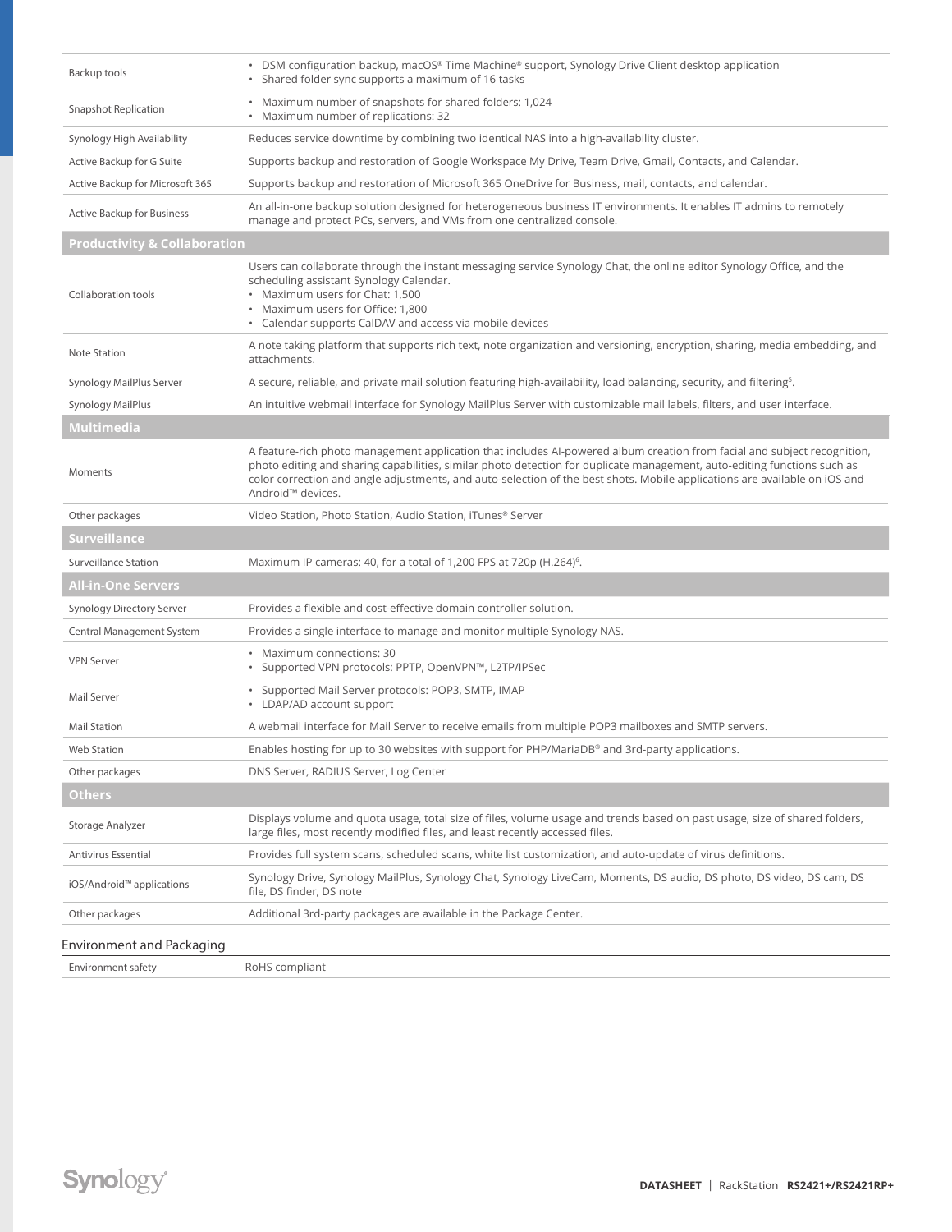| | |
|---|---|
| Backup tools | • DSM configuration backup, macOS® Time Machine® support, Synology Drive Client desktop application<br>• Shared folder sync supports a maximum of 16 tasks |
| Snapshot Replication | • Maximum number of snapshots for shared folders: 1,024<br>• Maximum number of replications: 32 |
| Synology High Availability | Reduces service downtime by combining two identical NAS into a high-availability cluster. |
| Active Backup for G Suite | Supports backup and restoration of Google Workspace My Drive, Team Drive, Gmail, Contacts, and Calendar. |
| Active Backup for Microsoft 365 | Supports backup and restoration of Microsoft 365 OneDrive for Business, mail, contacts, and calendar. |
| Active Backup for Business | An all-in-one backup solution designed for heterogeneous business IT environments. It enables IT admins to remotely manage and protect PCs, servers, and VMs from one centralized console. |
| **Productivity & Collaboration** | |
| Collaboration tools | Users can collaborate through the instant messaging service Synology Chat, the online editor Synology Office, and the scheduling assistant Synology Calendar.<br>• Maximum users for Chat: 1,500<br>• Maximum users for Office: 1,800<br>• Calendar supports CalDAV and access via mobile devices |
| Note Station | A note taking platform that supports rich text, note organization and versioning, encryption, sharing, media embedding, and attachments. |
| Synology MailPlus Server | A secure, reliable, and private mail solution featuring high-availability, load balancing, security, and filtering[5]. |
| Synology MailPlus | An intuitive webmail interface for Synology MailPlus Server with customizable mail labels, filters, and user interface. |
| **Multimedia** | |
| Moments | A feature-rich photo management application that includes AI-powered album creation from facial and subject recognition, photo editing and sharing capabilities, similar photo detection for duplicate management, auto-editing functions such as color correction and angle adjustments, and auto-selection of the best shots. Mobile applications are available on iOS and Android™ devices. |
| Other packages | Video Station, Photo Station, Audio Station, iTunes® Server |
| **Surveillance** | |
| Surveillance Station | Maximum IP cameras: 40, for a total of 1,200 FPS at 720p (H.264)[6]. |
| **All-in-One Servers** | |
| Synology Directory Server | Provides a flexible and cost-effective domain controller solution. |
| Central Management System | Provides a single interface to manage and monitor multiple Synology NAS. |
| VPN Server | • Maximum connections: 30<br>• Supported VPN protocols: PPTP, OpenVPN™, L2TP/IPSec |
| Mail Server | • Supported Mail Server protocols: POP3, SMTP, IMAP<br>• LDAP/AD account support |
| Mail Station | A webmail interface for Mail Server to receive emails from multiple POP3 mailboxes and SMTP servers. |
| Web Station | Enables hosting for up to 30 websites with support for PHP/MariaDB® and 3rd-party applications. |
| Other packages | DNS Server, RADIUS Server, Log Center |
| **Others** | |
| Storage Analyzer | Displays volume and quota usage, total size of files, volume usage and trends based on past usage, size of shared folders, large files, most recently modified files, and least recently accessed files. |
| Antivirus Essential | Provides full system scans, scheduled scans, white list customization, and auto-update of virus definitions. |
| iOS/Android™ applications | Synology Drive, Synology MailPlus, Synology Chat, Synology LiveCam, Moments, DS audio, DS photo, DS video, DS cam, DS file, DS finder, DS note |
| Other packages | Additional 3rd-party packages are available in the Package Center. |

## Environment and Packaging

| | |
|---|---|
| Environment safety | RoHS compliant |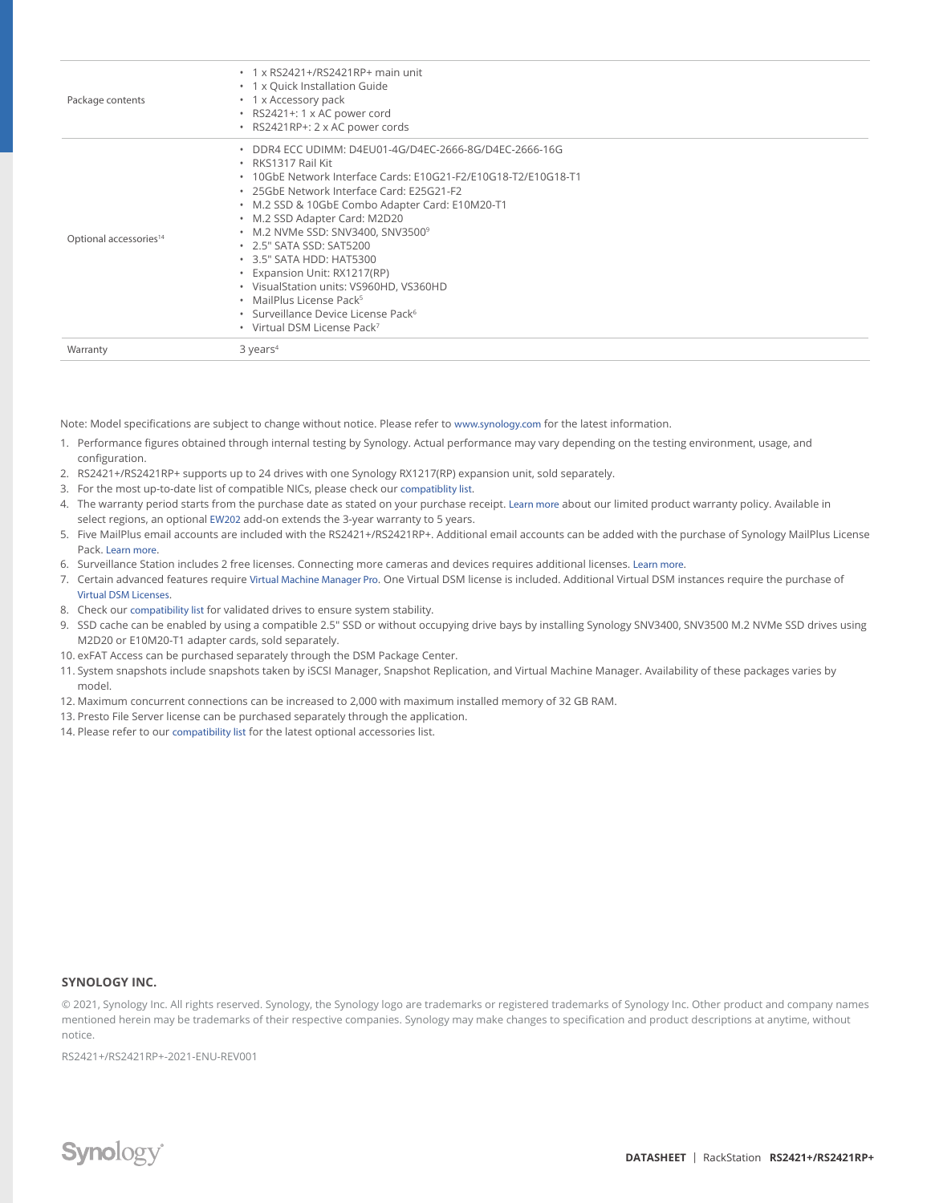| | |
|---|---|
| Package contents | • 1 x RS2421+/RS2421RP+ main unit<br>• 1 x Quick Installation Guide<br>• 1 x Accessory pack<br>• RS2421+: 1 x AC power cord<br>• RS2421RP+: 2 x AC power cords |
| Optional accessories[14] | • DDR4 ECC UDIMM: D4EU01-4G/D4EC-2666-8G/D4EC-2666-16G<br>• RKS1317 Rail Kit<br>• 10GbE Network Interface Cards: E10G21-F2/E10G18-T2/E10G18-T1<br>• 25GbE Network Interface Card: E25G21-F2<br>• M.2 SSD & 10GbE Combo Adapter Card: E10M20-T1<br>• M.2 SSD Adapter Card: M2D20<br>• M.2 NVMe SSD: SNV3400, SNV3500[9]<br>• 2.5" SATA SSD: SAT5200<br>• 3.5" SATA HDD: HAT5300<br>• Expansion Unit: RX1217(RP)<br>• VisualStation units: VS960HD, VS360HD<br>• MailPlus License Pack[5]<br>• Surveillance Device License Pack[6]<br>• Virtual DSM License Pack[7] |
| Warranty | 3 years[4] |

Note: Model specifications are subject to change without notice. Please refer to www.synology.com for the latest information.

1. Performance figures obtained through internal testing by Synology. Actual performance may vary depending on the testing environment, usage, and configuration.
2. RS2421+/RS2421RP+ supports up to 24 drives with one Synology RX1217(RP) expansion unit, sold separately.
3. For the most up-to-date list of compatible NICs, please check our compatiblity list.
4. The warranty period starts from the purchase date as stated on your purchase receipt. Learn more about our limited product warranty policy. Available in select regions, an optional EW202 add-on extends the 3-year warranty to 5 years.
5. Five MailPlus email accounts are included with the RS2421+/RS2421RP+. Additional email accounts can be added with the purchase of Synology MailPlus License Pack. Learn more.
6. Surveillance Station includes 2 free licenses. Connecting more cameras and devices requires additional licenses. Learn more.
7. Certain advanced features require Virtual Machine Manager Pro. One Virtual DSM license is included. Additional Virtual DSM instances require the purchase of Virtual DSM Licenses.
8. Check our compatibility list for validated drives to ensure system stability.
9. SSD cache can be enabled by using a compatible 2.5" SSD or without occupying drive bays by installing Synology SNV3400, SNV3500 M.2 NVMe SSD drives using M2D20 or E10M20-T1 adapter cards, sold separately.
10. exFAT Access can be purchased separately through the DSM Package Center.
11. System snapshots include snapshots taken by iSCSI Manager, Snapshot Replication, and Virtual Machine Manager. Availability of these packages varies by model.
12. Maximum concurrent connections can be increased to 2,000 with maximum installed memory of 32 GB RAM.
13. Presto File Server license can be purchased separately through the application.
14. Please refer to our compatibility list for the latest optional accessories list.

**SYNOLOGY INC.**

© 2021, Synology Inc. All rights reserved. Synology, the Synology logo are trademarks or registered trademarks of Synology Inc. Other product and company names mentioned herein may be trademarks of their respective companies. Synology may make changes to specification and product descriptions at anytime, without notice.

RS2421+/RS2421RP+-2021-ENU-REV001